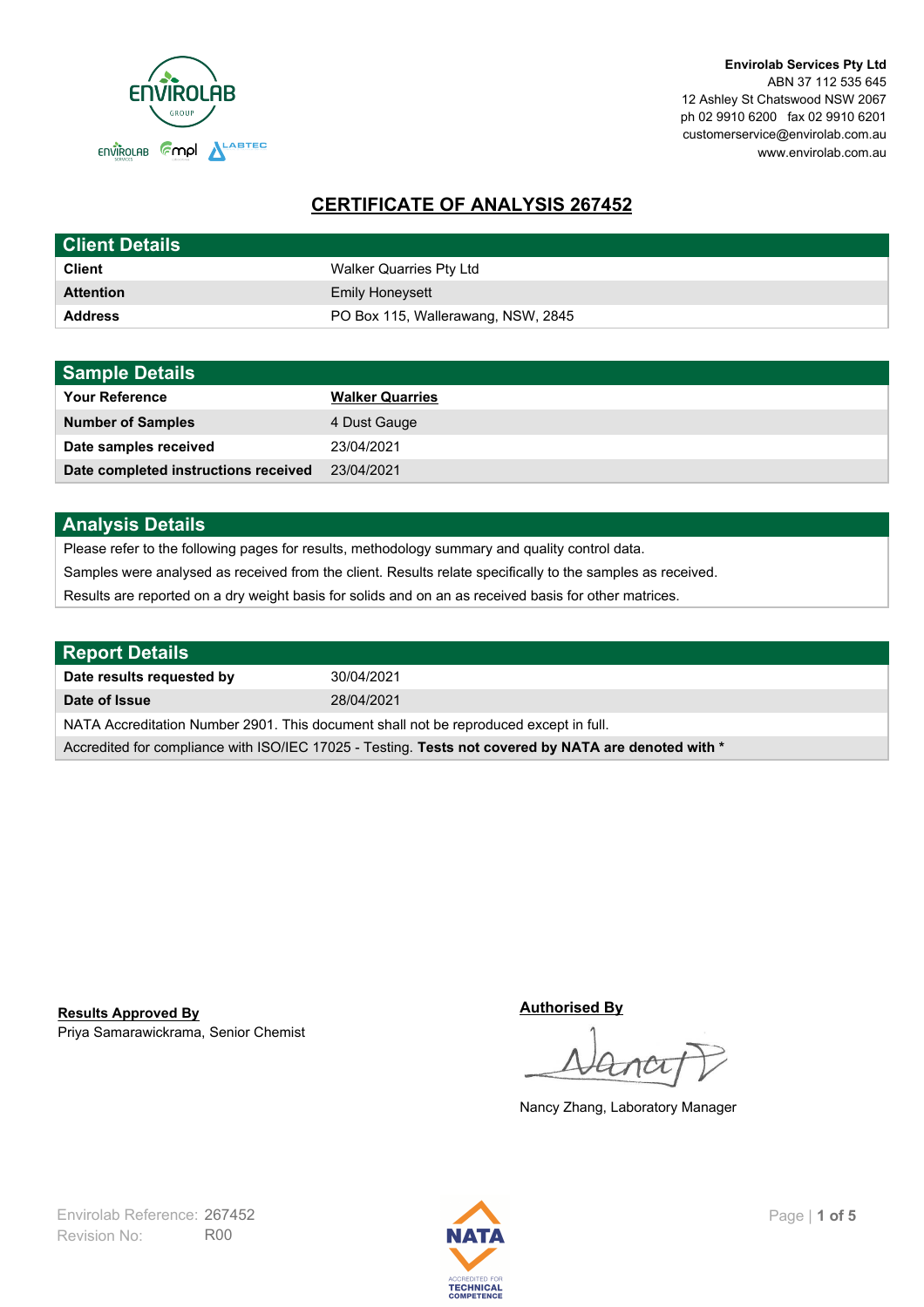**Envirolab Services Pty Ltd**
ABN 37 112 535 645
12 Ashley St Chatswood NSW 2067
ph 02 9910 6200 fax 02 9910 6201
customerservice@envirolab.com.au
www.envirolab.com.au

# CERTIFICATE OF ANALYSIS 267452

## Client Details

| | |
|---|---|
| **Client** | Walker Quarries Pty Ltd |
| **Attention** | Emily Honeysett |
| **Address** | PO Box 115, Wallerawang, NSW, 2845 |

## Sample Details

| | |
|---|---|
| **Your Reference** | **Walker Quarries** |
| **Number of Samples** | 4 Dust Gauge |
| **Date samples received** | 23/04/2021 |
| **Date completed instructions received** | 23/04/2021 |

## Analysis Details

Please refer to the following pages for results, methodology summary and quality control data.

Samples were analysed as received from the client. Results relate specifically to the samples as received.

Results are reported on a dry weight basis for solids and on an as received basis for other matrices.

## Report Details

| | |
|---|---|
| **Date results requested by** | 30/04/2021 |
| **Date of Issue** | 28/04/2021 |

NATA Accreditation Number 2901. This document shall not be reproduced except in full.

Accredited for compliance with ISO/IEC 17025 - Testing. **Tests not covered by NATA are denoted with ***

**Results Approved By**
Priya Samarawickrama, Senior Chemist

**Authorised By**
Nancy Zhang, Laboratory Manager

Envirolab Reference: 267452
Revision No: R00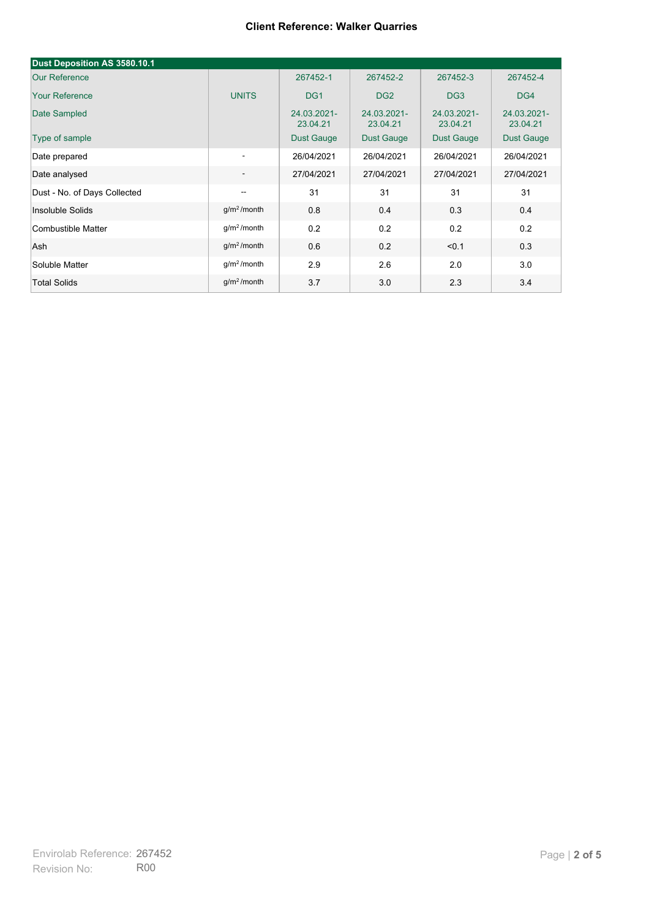**Client Reference: Walker Quarries**

| Dust Deposition AS 3580.10.1 | | | | | |
|---|---|---|---|---|---|
| Our Reference | | 267452-1 | 267452-2 | 267452-3 | 267452-4 |
| Your Reference | UNITS | DG1 | DG2 | DG3 | DG4 |
| Date Sampled | | 24.03.2021-23.04.21 | 24.03.2021-23.04.21 | 24.03.2021-23.04.21 | 24.03.2021-23.04.21 |
| Type of sample | | Dust Gauge | Dust Gauge | Dust Gauge | Dust Gauge |
| Date prepared | - | 26/04/2021 | 26/04/2021 | 26/04/2021 | 26/04/2021 |
| Date analysed | - | 27/04/2021 | 27/04/2021 | 27/04/2021 | 27/04/2021 |
| Dust - No. of Days Collected | -- | 31 | 31 | 31 | 31 |
| Insoluble Solids | $g/m^2$/month | 0.8 | 0.4 | 0.3 | 0.4 |
| Combustible Matter | $g/m^2$/month | 0.2 | 0.2 | 0.2 | 0.2 |
| Ash | $g/m^2$/month | 0.6 | 0.2 | <0.1 | 0.3 |
| Soluble Matter | $g/m^2$/month | 2.9 | 2.6 | 2.0 | 3.0 |
| Total Solids | $g/m^2$/month | 3.7 | 3.0 | 2.3 | 3.4 |

Envirolab Reference: 267452
Revision No: R00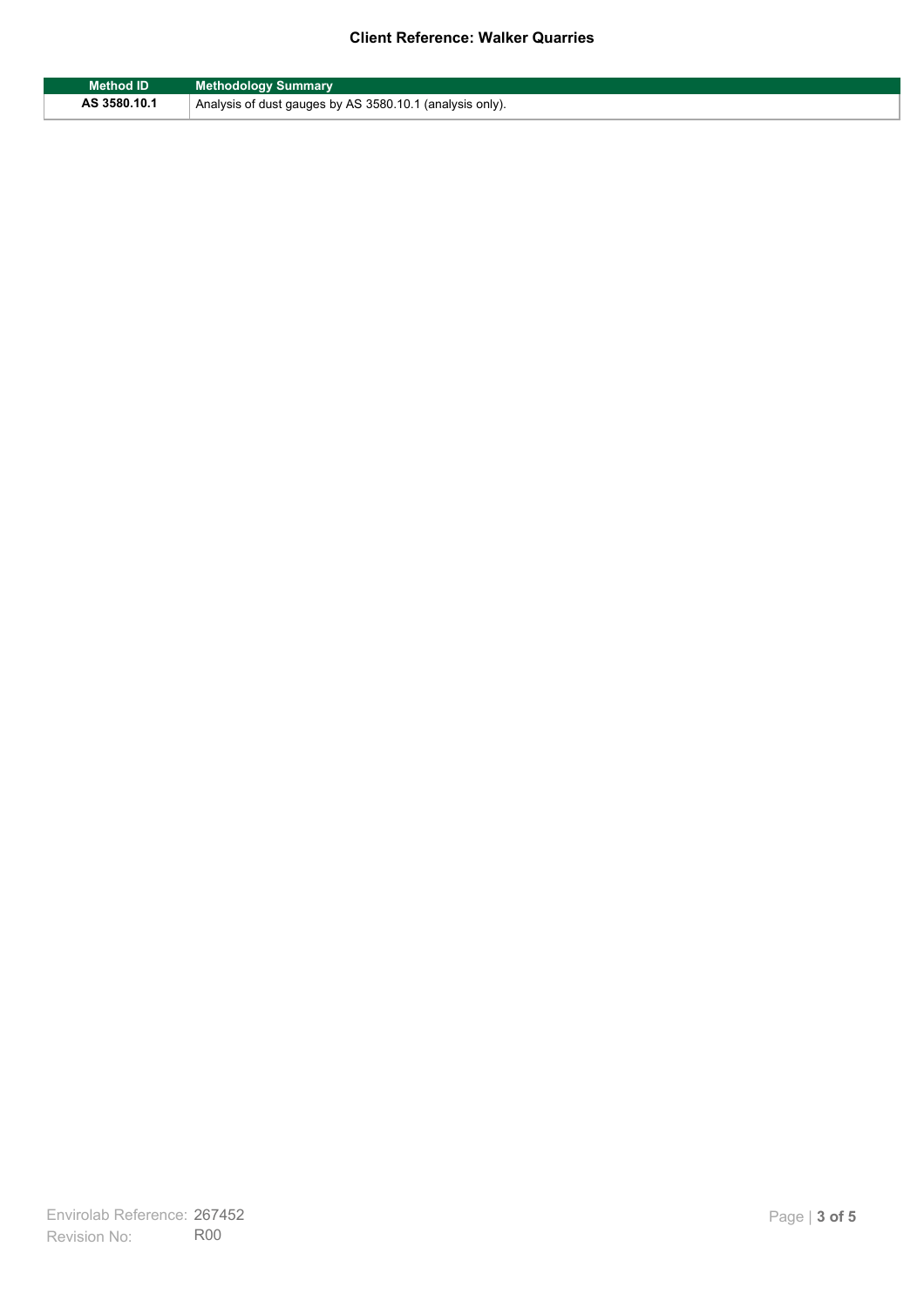| Method ID | Methodology Summary |
|---|---|
| AS 3580.10.1 | Analysis of dust gauges by AS 3580.10.1 (analysis only). |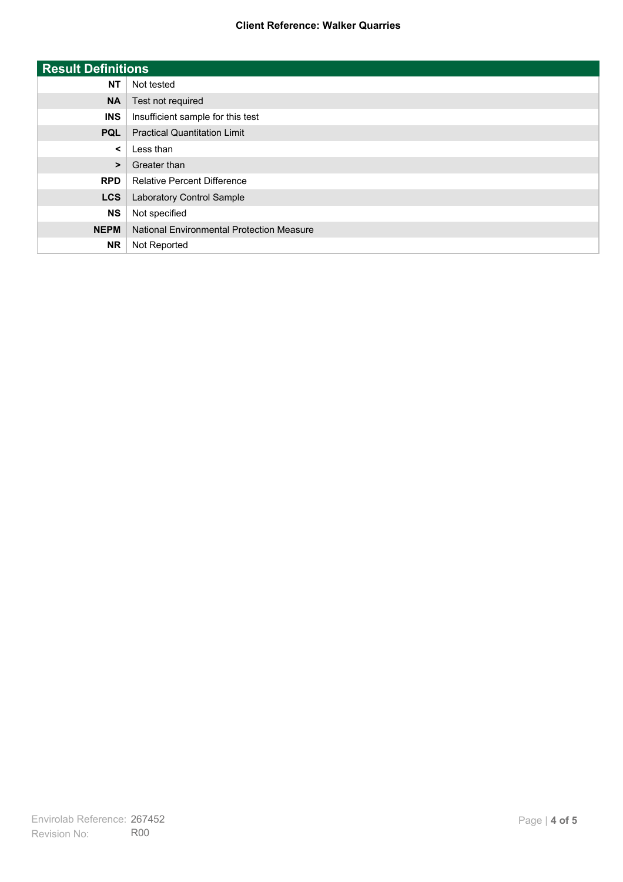| Result Definitions | |
|---|---|
| **NT** | Not tested |
| **NA** | Test not required |
| **INS** | Insufficient sample for this test |
| **PQL** | Practical Quantitation Limit |
| **<** | Less than |
| **>** | Greater than |
| **RPD** | Relative Percent Difference |
| **LCS** | Laboratory Control Sample |
| **NS** | Not specified |
| **NEPM** | National Environmental Protection Measure |
| **NR** | Not Reported |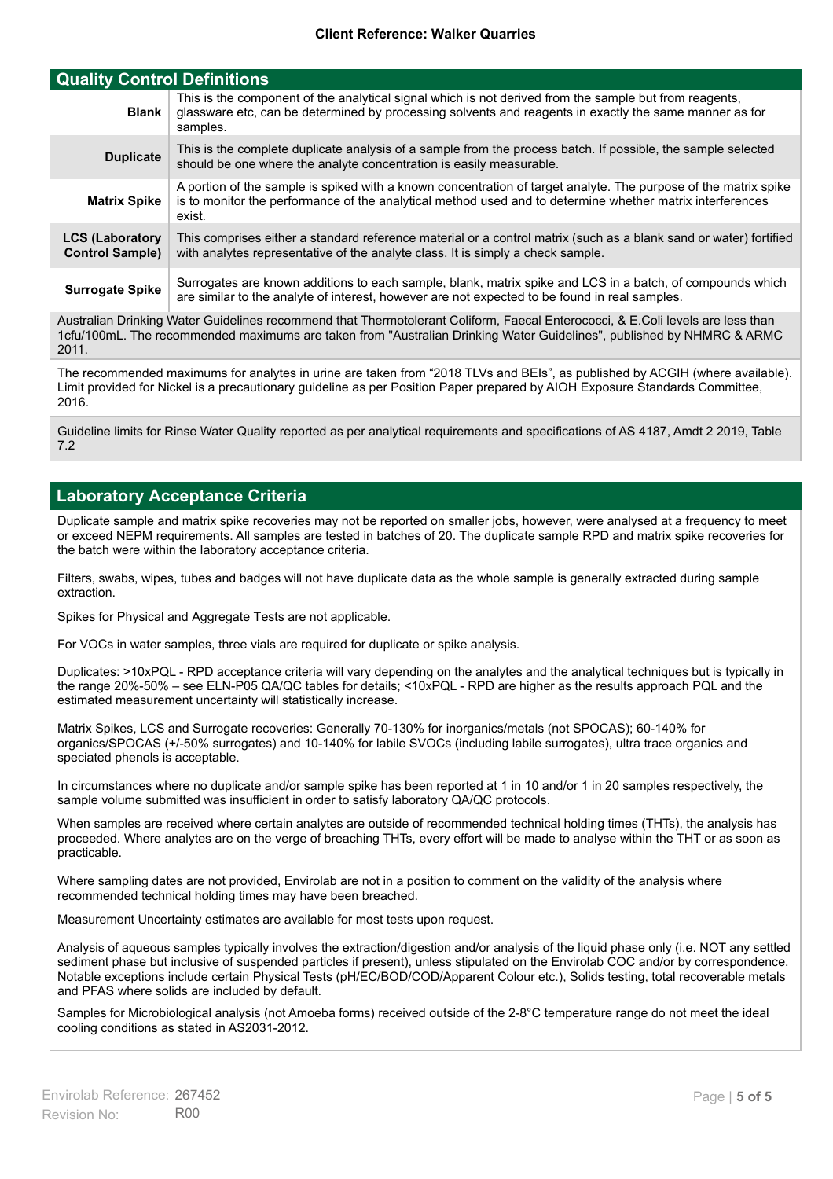## Quality Control Definitions

| | |
|---|---|
| **Blank** | This is the component of the analytical signal which is not derived from the sample but from reagents, glassware etc, can be determined by processing solvents and reagents in exactly the same manner as for samples. |
| **Duplicate** | This is the complete duplicate analysis of a sample from the process batch. If possible, the sample selected should be one where the analyte concentration is easily measurable. |
| **Matrix Spike** | A portion of the sample is spiked with a known concentration of target analyte. The purpose of the matrix spike is to monitor the performance of the analytical method used and to determine whether matrix interferences exist. |
| **LCS (Laboratory Control Sample)** | This comprises either a standard reference material or a control matrix (such as a blank sand or water) fortified with analytes representative of the analyte class. It is simply a check sample. |
| **Surrogate Spike** | Surrogates are known additions to each sample, blank, matrix spike and LCS in a batch, of compounds which are similar to the analyte of interest, however are not expected to be found in real samples. |

Australian Drinking Water Guidelines recommend that Thermotolerant Coliform, Faecal Enterococci, & E.Coli levels are less than 1cfu/100mL. The recommended maximums are taken from "Australian Drinking Water Guidelines", published by NHMRC & ARMC 2011.

The recommended maximums for analytes in urine are taken from “2018 TLVs and BEIs”, as published by ACGIH (where available). Limit provided for Nickel is a precautionary guideline as per Position Paper prepared by AIOH Exposure Standards Committee, 2016.

Guideline limits for Rinse Water Quality reported as per analytical requirements and specifications of AS 4187, Amdt 2 2019, Table 7.2

## Laboratory Acceptance Criteria

Duplicate sample and matrix spike recoveries may not be reported on smaller jobs, however, were analysed at a frequency to meet or exceed NEPM requirements. All samples are tested in batches of 20. The duplicate sample RPD and matrix spike recoveries for the batch were within the laboratory acceptance criteria.

Filters, swabs, wipes, tubes and badges will not have duplicate data as the whole sample is generally extracted during sample extraction.

Spikes for Physical and Aggregate Tests are not applicable.

For VOCs in water samples, three vials are required for duplicate or spike analysis.

Duplicates: >10xPQL - RPD acceptance criteria will vary depending on the analytes and the analytical techniques but is typically in the range 20%-50% – see ELN-P05 QA/QC tables for details; <10xPQL - RPD are higher as the results approach PQL and the estimated measurement uncertainty will statistically increase.

Matrix Spikes, LCS and Surrogate recoveries: Generally 70-130% for inorganics/metals (not SPOCAS); 60-140% for organics/SPOCAS (+/-50% surrogates) and 10-140% for labile SVOCs (including labile surrogates), ultra trace organics and speciated phenols is acceptable.

In circumstances where no duplicate and/or sample spike has been reported at 1 in 10 and/or 1 in 20 samples respectively, the sample volume submitted was insufficient in order to satisfy laboratory QA/QC protocols.

When samples are received where certain analytes are outside of recommended technical holding times (THTs), the analysis has proceeded. Where analytes are on the verge of breaching THTs, every effort will be made to analyse within the THT or as soon as practicable.

Where sampling dates are not provided, Envirolab are not in a position to comment on the validity of the analysis where recommended technical holding times may have been breached.

Measurement Uncertainty estimates are available for most tests upon request.

Analysis of aqueous samples typically involves the extraction/digestion and/or analysis of the liquid phase only (i.e. NOT any settled sediment phase but inclusive of suspended particles if present), unless stipulated on the Envirolab COC and/or by correspondence. Notable exceptions include certain Physical Tests (pH/EC/BOD/COD/Apparent Colour etc.), Solids testing, total recoverable metals and PFAS where solids are included by default.

Samples for Microbiological analysis (not Amoeba forms) received outside of the 2-8°C temperature range do not meet the ideal cooling conditions as stated in AS2031-2012.